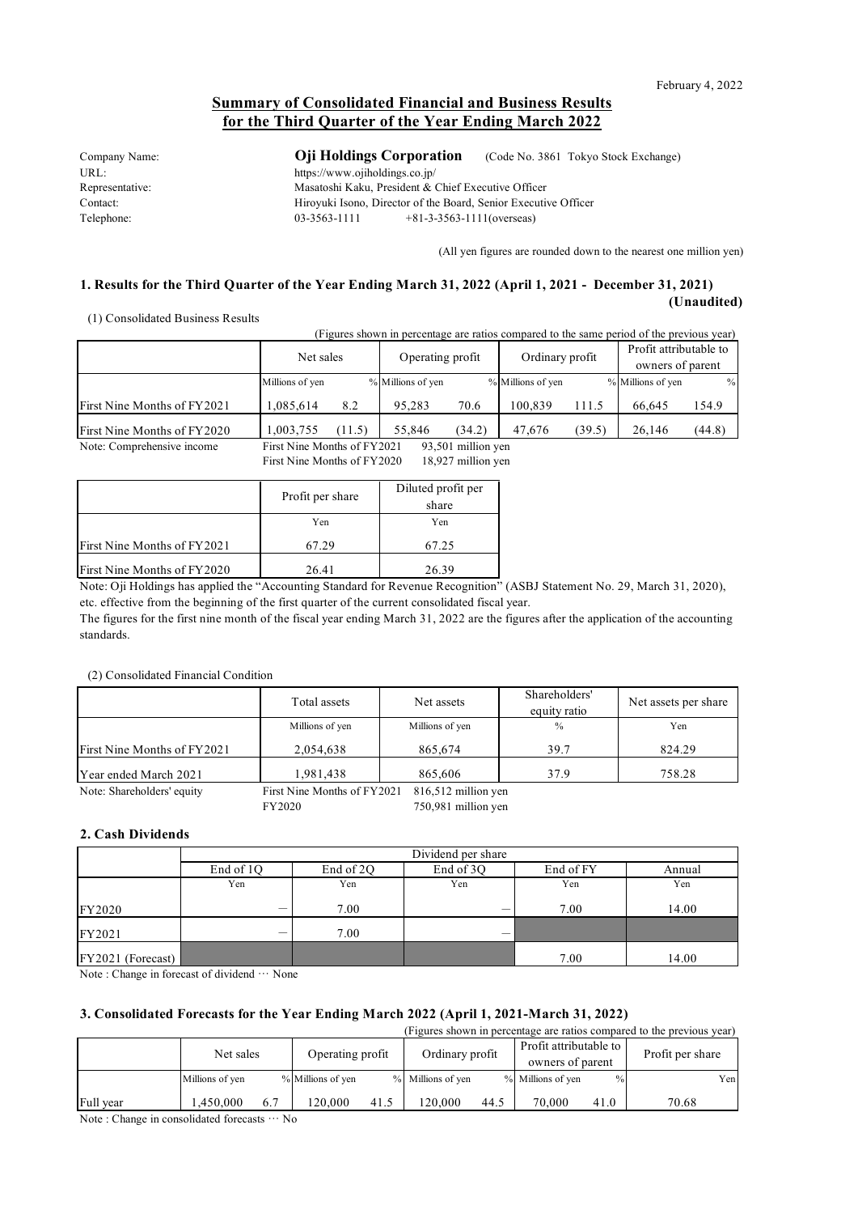February 4, 2022

## Summary of Consolidated Financial and Business Results for the Third Quarter of the Year Ending March 2022

Company Name: **Oji Holdings Corporation** (Code No. 3861 Tokyo Stock Exchange)
URL: https://www.ojiholdings.co.jp/
Representative: Masatoshi Kaku, President & Chief Executive Officer
Contact: Hiroyuki Isono, Director of the Board, Senior Executive Officer
Telephone: 03-3563-1111 +81-3-3563-1111(overseas)

(All yen figures are rounded down to the nearest one million yen)

### 1. Results for the Third Quarter of the Year Ending March 31, 2022 (April 1, 2021 - December 31, 2021) (Unaudited)

(1) Consolidated Business Results

(Figures shown in percentage are ratios compared to the same period of the previous year)

| | Net sales | | Operating profit | | Ordinary profit | | Profit attributable to owners of parent | |
|---|---|---|---|---|---|---|---|---|
| | Millions of yen | % | Millions of yen | % | Millions of yen | % | Millions of yen | % |
| First Nine Months of FY2021 | 1,085,614 | 8.2 | 95,283 | 70.6 | 100,839 | 111.5 | 66,645 | 154.9 |
| First Nine Months of FY2020 | 1,003,755 | (11.5) | 55,846 | (34.2) | 47,676 | (39.5) | 26,146 | (44.8) |

Note: Comprehensive income First Nine Months of FY2021 93,501 million yen
First Nine Months of FY2020 18,927 million yen

| | Profit per share | Diluted profit per share |
|---|---|---|
| | Yen | Yen |
| First Nine Months of FY2021 | 67.29 | 67.25 |
| First Nine Months of FY2020 | 26.41 | 26.39 |

Note: Oji Holdings has applied the "Accounting Standard for Revenue Recognition" (ASBJ Statement No. 29, March 31, 2020), etc. effective from the beginning of the first quarter of the current consolidated fiscal year.
The figures for the first nine month of the fiscal year ending March 31, 2022 are the figures after the application of the accounting standards.

(2) Consolidated Financial Condition

| | Total assets | Net assets | Shareholders' equity ratio | Net assets per share |
|---|---|---|---|---|
| | Millions of yen | Millions of yen | % | Yen |
| First Nine Months of FY2021 | 2,054,638 | 865,674 | 39.7 | 824.29 |
| Year ended March 2021 | 1,981,438 | 865,606 | 37.9 | 758.28 |

Note: Shareholders' equity First Nine Months of FY2021 816,512 million yen
FY2020 750,981 million yen

### 2. Cash Dividends

| | Dividend per share | | | | |
|---|---|---|---|---|---|
| | End of 1Q | End of 2Q | End of 3Q | End of FY | Annual |
| | Yen | Yen | Yen | Yen | Yen |
| FY2020 | － | 7.00 | － | 7.00 | 14.00 |
| FY2021 | － | 7.00 | － | | |
| FY2021 (Forecast) | | | | 7.00 | 14.00 |

Note : Change in forecast of dividend … None

### 3. Consolidated Forecasts for the Year Ending March 2022 (April 1, 2021-March 31, 2022)

(Figures shown in percentage are ratios compared to the previous year)

| | Net sales | | Operating profit | | Ordinary profit | | Profit attributable to owners of parent | | Profit per share |
|---|---|---|---|---|---|---|---|---|---|
| | Millions of yen | % | Millions of yen | % | Millions of yen | % | Millions of yen | % | Yen |
| Full year | 1,450,000 | 6.7 | 120,000 | 41.5 | 120,000 | 44.5 | 70,000 | 41.0 | 70.68 |

Note : Change in consolidated forecasts … No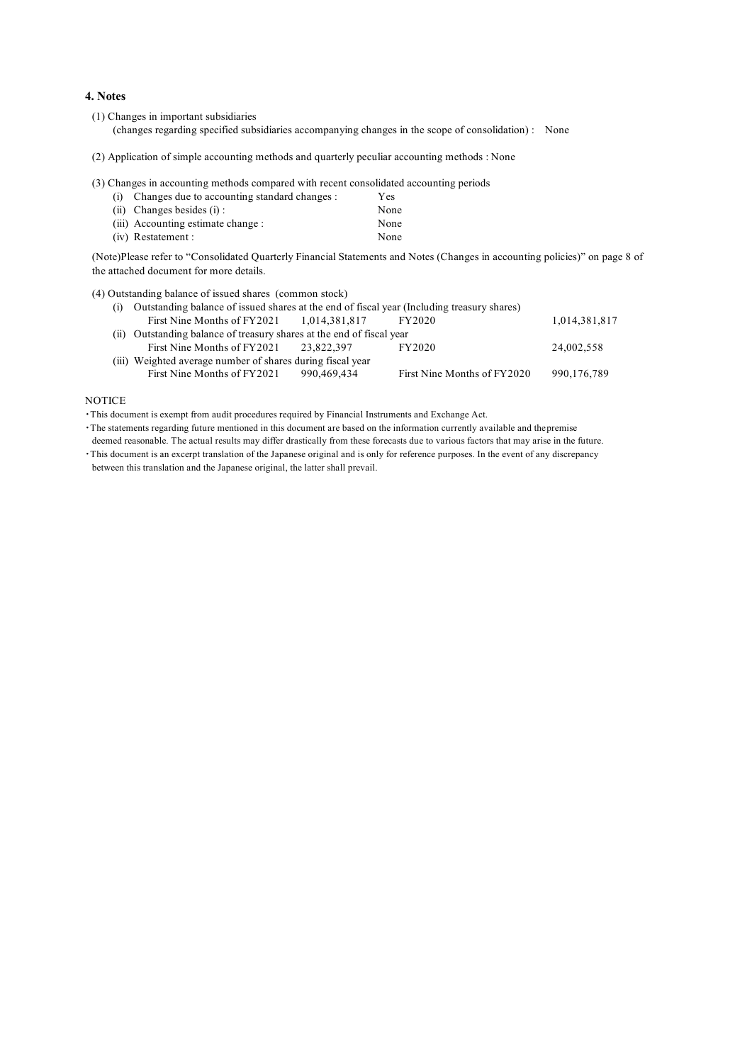## 4. Notes

(1) Changes in important subsidiaries
(changes regarding specified subsidiaries accompanying changes in the scope of consolidation) : None

(2) Application of simple accounting methods and quarterly peculiar accounting methods : None

(3) Changes in accounting methods compared with recent consolidated accounting periods

| | | |
|---|---|---|
| (i) | Changes due to accounting standard changes : | Yes |
| (ii) | Changes besides (i) : | None |
| (iii) | Accounting estimate change : | None |
| (iv) | Restatement : | None |

(Note)Please refer to "Consolidated Quarterly Financial Statements and Notes (Changes in accounting policies)" on page 8 of the attached document for more details.

(4) Outstanding balance of issued shares (common stock)

(i) Outstanding balance of issued shares at the end of fiscal year (Including treasury shares)

| | | | |
|---|---|---|---|
| First Nine Months of FY2021 | 1,014,381,817 | FY2020 | 1,014,381,817 |

(ii) Outstanding balance of treasury shares at the end of fiscal year

| | | | |
|---|---|---|---|
| First Nine Months of FY2021 | 23,822,397 | FY2020 | 24,002,558 |

(iii) Weighted average number of shares during fiscal year

| | | | |
|---|---|---|---|
| First Nine Months of FY2021 | 990,469,434 | First Nine Months of FY2020 | 990,176,789 |

NOTICE

- This document is exempt from audit procedures required by Financial Instruments and Exchange Act.
- The statements regarding future mentioned in this document are based on the information currently available and the premise deemed reasonable. The actual results may differ drastically from these forecasts due to various factors that may arise in the future.
- This document is an excerpt translation of the Japanese original and is only for reference purposes. In the event of any discrepancy between this translation and the Japanese original, the latter shall prevail.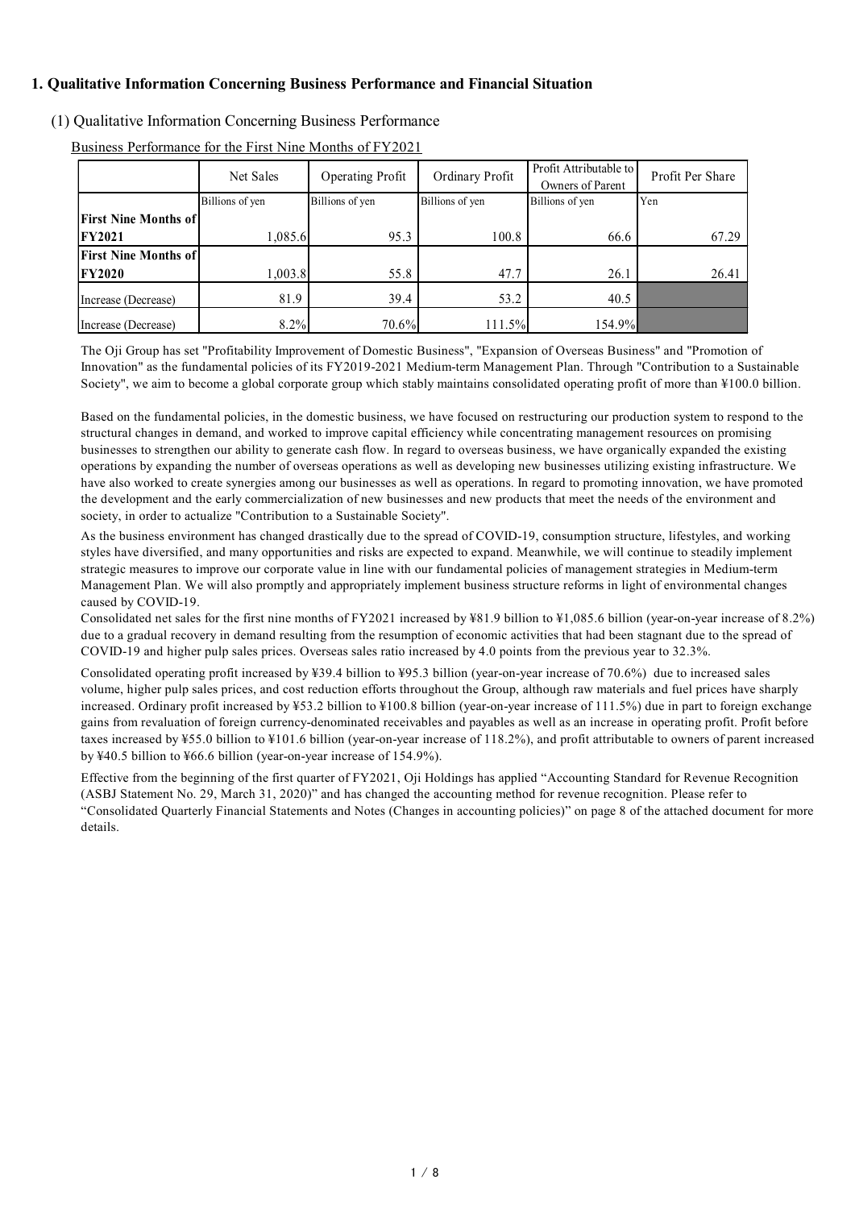## 1. Qualitative Information Concerning Business Performance and Financial Situation

### (1) Qualitative Information Concerning Business Performance

Business Performance for the First Nine Months of FY2021

| | Net Sales | Operating Profit | Ordinary Profit | Profit Attributable to Owners of Parent | Profit Per Share |
|---|---|---|---|---|---|
| | Billions of yen | Billions of yen | Billions of yen | Billions of yen | Yen |
| **First Nine Months of FY2021** | 1,085.6 | 95.3 | 100.8 | 66.6 | 67.29 |
| **First Nine Months of FY2020** | 1,003.8 | 55.8 | 47.7 | 26.1 | 26.41 |
| Increase (Decrease) | 81.9 | 39.4 | 53.2 | 40.5 | |
| Increase (Decrease) | 8.2% | 70.6% | 111.5% | 154.9% | |

The Oji Group has set "Profitability Improvement of Domestic Business", "Expansion of Overseas Business" and "Promotion of Innovation" as the fundamental policies of its FY2019-2021 Medium-term Management Plan. Through "Contribution to a Sustainable Society", we aim to become a global corporate group which stably maintains consolidated operating profit of more than ¥100.0 billion.

Based on the fundamental policies, in the domestic business, we have focused on restructuring our production system to respond to the structural changes in demand, and worked to improve capital efficiency while concentrating management resources on promising businesses to strengthen our ability to generate cash flow. In regard to overseas business, we have organically expanded the existing operations by expanding the number of overseas operations as well as developing new businesses utilizing existing infrastructure. We have also worked to create synergies among our businesses as well as operations. In regard to promoting innovation, we have promoted the development and the early commercialization of new businesses and new products that meet the needs of the environment and society, in order to actualize "Contribution to a Sustainable Society".

As the business environment has changed drastically due to the spread of COVID-19, consumption structure, lifestyles, and working styles have diversified, and many opportunities and risks are expected to expand. Meanwhile, we will continue to steadily implement strategic measures to improve our corporate value in line with our fundamental policies of management strategies in Medium-term Management Plan. We will also promptly and appropriately implement business structure reforms in light of environmental changes caused by COVID-19.

Consolidated net sales for the first nine months of FY2021 increased by ¥81.9 billion to ¥1,085.6 billion (year-on-year increase of 8.2%) due to a gradual recovery in demand resulting from the resumption of economic activities that had been stagnant due to the spread of COVID-19 and higher pulp sales prices. Overseas sales ratio increased by 4.0 points from the previous year to 32.3%.

Consolidated operating profit increased by ¥39.4 billion to ¥95.3 billion (year-on-year increase of 70.6%) due to increased sales volume, higher pulp sales prices, and cost reduction efforts throughout the Group, although raw materials and fuel prices have sharply increased. Ordinary profit increased by ¥53.2 billion to ¥100.8 billion (year-on-year increase of 111.5%) due in part to foreign exchange gains from revaluation of foreign currency-denominated receivables and payables as well as an increase in operating profit. Profit before taxes increased by ¥55.0 billion to ¥101.6 billion (year-on-year increase of 118.2%), and profit attributable to owners of parent increased by ¥40.5 billion to ¥66.6 billion (year-on-year increase of 154.9%).

Effective from the beginning of the first quarter of FY2021, Oji Holdings has applied "Accounting Standard for Revenue Recognition (ASBJ Statement No. 29, March 31, 2020)" and has changed the accounting method for revenue recognition. Please refer to "Consolidated Quarterly Financial Statements and Notes (Changes in accounting policies)" on page 8 of the attached document for more details.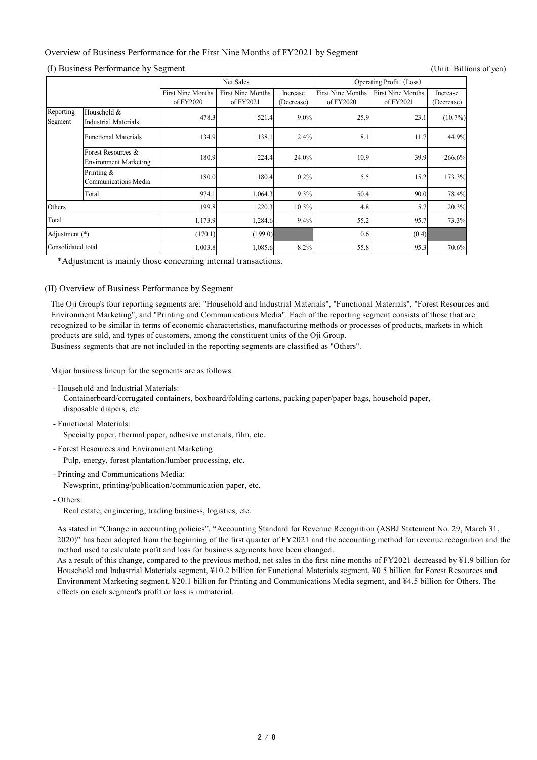## Overview of Business Performance for the First Nine Months of FY2021 by Segment

### (I) Business Performance by Segment

(Unit: Billions of yen)

| | | Net Sales | | | Operating Profit（Loss） | | |
|---|---|---|---|---|---|---|---|
| | | First Nine Months of FY2020 | First Nine Months of FY2021 | Increase (Decrease) | First Nine Months of FY2020 | First Nine Months of FY2021 | Increase (Decrease) |
| Reporting Segment | Household & Industrial Materials | 478.3 | 521.4 | 9.0% | 25.9 | 23.1 | (10.7%) |
| | Functional Materials | 134.9 | 138.1 | 2.4% | 8.1 | 11.7 | 44.9% |
| | Forest Resources & Environment Marketing | 180.9 | 224.4 | 24.0% | 10.9 | 39.9 | 266.6% |
| | Printing & Communications Media | 180.0 | 180.4 | 0.2% | 5.5 | 15.2 | 173.3% |
| | Total | 974.1 | 1,064.3 | 9.3% | 50.4 | 90.0 | 78.4% |
| Others | | 199.8 | 220.3 | 10.3% | 4.8 | 5.7 | 20.3% |
| Total | | 1,173.9 | 1,284.6 | 9.4% | 55.2 | 95.7 | 73.3% |
| Adjustment (*) | | (170.1) | (199.0) | | 0.6 | (0.4) | |
| Consolidated total | | 1,003.8 | 1,085.6 | 8.2% | 55.8 | 95.3 | 70.6% |

*Adjustment is mainly those concerning internal transactions.

### (II) Overview of Business Performance by Segment

The Oji Group's four reporting segments are: "Household and Industrial Materials", "Functional Materials", "Forest Resources and Environment Marketing", and "Printing and Communications Media". Each of the reporting segment consists of those that are recognized to be similar in terms of economic characteristics, manufacturing methods or processes of products, markets in which products are sold, and types of customers, among the constituent units of the Oji Group.
Business segments that are not included in the reporting segments are classified as "Others".

Major business lineup for the segments are as follows.

- Household and Industrial Materials:
  Containerboard/corrugated containers, boxboard/folding cartons, packing paper/paper bags, household paper, disposable diapers, etc.
- Functional Materials:
  Specialty paper, thermal paper, adhesive materials, film, etc.
- Forest Resources and Environment Marketing:
  Pulp, energy, forest plantation/lumber processing, etc.
- Printing and Communications Media:
  Newsprint, printing/publication/communication paper, etc.
- Others:
  Real estate, engineering, trading business, logistics, etc.

As stated in “Change in accounting policies”, “Accounting Standard for Revenue Recognition (ASBJ Statement No. 29, March 31, 2020)” has been adopted from the beginning of the first quarter of FY2021 and the accounting method for revenue recognition and the method used to calculate profit and loss for business segments have been changed.
As a result of this change, compared to the previous method, net sales in the first nine months of FY2021 decreased by ¥1.9 billion for Household and Industrial Materials segment, ¥10.2 billion for Functional Materials segment, ¥0.5 billion for Forest Resources and Environment Marketing segment, ¥20.1 billion for Printing and Communications Media segment, and ¥4.5 billion for Others. The effects on each segment's profit or loss is immaterial.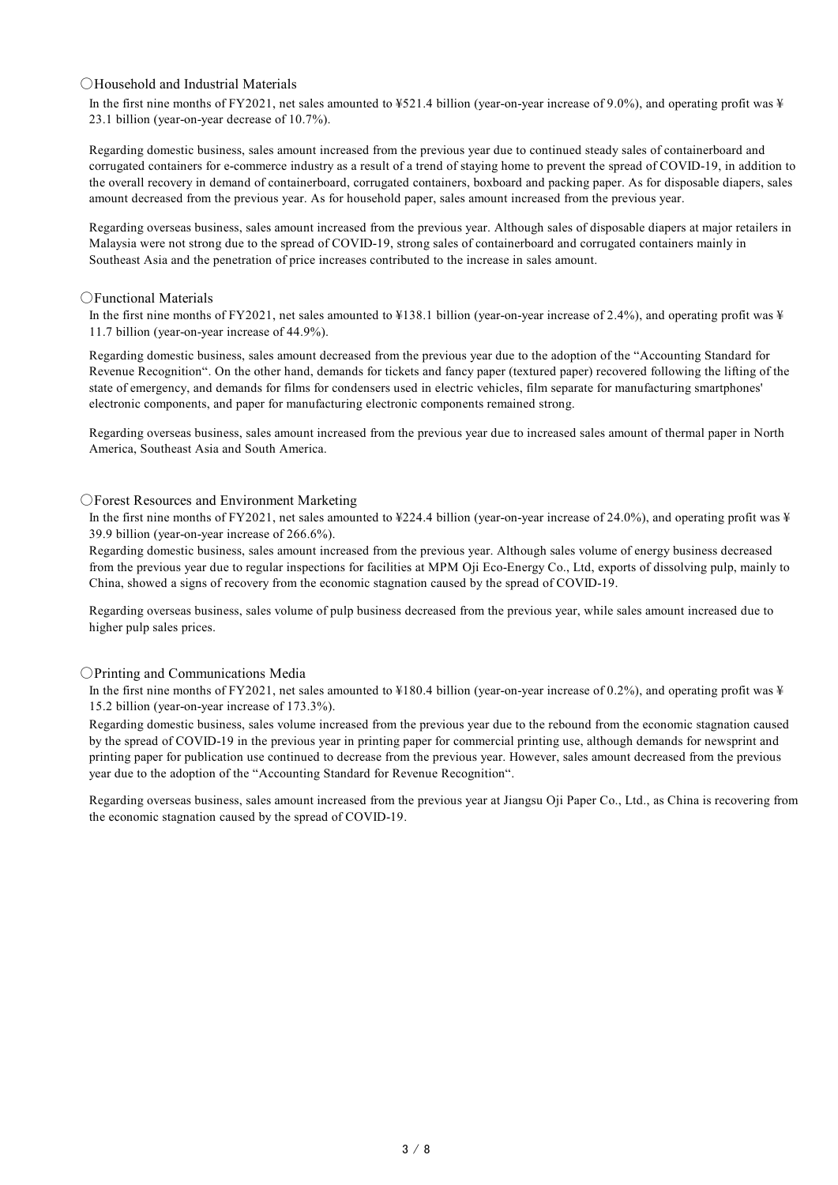○Household and Industrial Materials

In the first nine months of FY2021, net sales amounted to ¥521.4 billion (year-on-year increase of 9.0%), and operating profit was ¥ 23.1 billion (year-on-year decrease of 10.7%).

Regarding domestic business, sales amount increased from the previous year due to continued steady sales of containerboard and corrugated containers for e-commerce industry as a result of a trend of staying home to prevent the spread of COVID-19, in addition to the overall recovery in demand of containerboard, corrugated containers, boxboard and packing paper. As for disposable diapers, sales amount decreased from the previous year. As for household paper, sales amount increased from the previous year.

Regarding overseas business, sales amount increased from the previous year. Although sales of disposable diapers at major retailers in Malaysia were not strong due to the spread of COVID-19, strong sales of containerboard and corrugated containers mainly in Southeast Asia and the penetration of price increases contributed to the increase in sales amount.

○Functional Materials

In the first nine months of FY2021, net sales amounted to ¥138.1 billion (year-on-year increase of 2.4%), and operating profit was ¥ 11.7 billion (year-on-year increase of 44.9%).

Regarding domestic business, sales amount decreased from the previous year due to the adoption of the "Accounting Standard for Revenue Recognition". On the other hand, demands for tickets and fancy paper (textured paper) recovered following the lifting of the state of emergency, and demands for films for condensers used in electric vehicles, film separate for manufacturing smartphones' electronic components, and paper for manufacturing electronic components remained strong.

Regarding overseas business, sales amount increased from the previous year due to increased sales amount of thermal paper in North America, Southeast Asia and South America.

○Forest Resources and Environment Marketing

In the first nine months of FY2021, net sales amounted to ¥224.4 billion (year-on-year increase of 24.0%), and operating profit was ¥ 39.9 billion (year-on-year increase of 266.6%).

Regarding domestic business, sales amount increased from the previous year. Although sales volume of energy business decreased from the previous year due to regular inspections for facilities at MPM Oji Eco-Energy Co., Ltd, exports of dissolving pulp, mainly to China, showed a signs of recovery from the economic stagnation caused by the spread of COVID-19.

Regarding overseas business, sales volume of pulp business decreased from the previous year, while sales amount increased due to higher pulp sales prices.

○Printing and Communications Media

In the first nine months of FY2021, net sales amounted to ¥180.4 billion (year-on-year increase of 0.2%), and operating profit was ¥ 15.2 billion (year-on-year increase of 173.3%).

Regarding domestic business, sales volume increased from the previous year due to the rebound from the economic stagnation caused by the spread of COVID-19 in the previous year in printing paper for commercial printing use, although demands for newsprint and printing paper for publication use continued to decrease from the previous year. However, sales amount decreased from the previous year due to the adoption of the "Accounting Standard for Revenue Recognition".

Regarding overseas business, sales amount increased from the previous year at Jiangsu Oji Paper Co., Ltd., as China is recovering from the economic stagnation caused by the spread of COVID-19.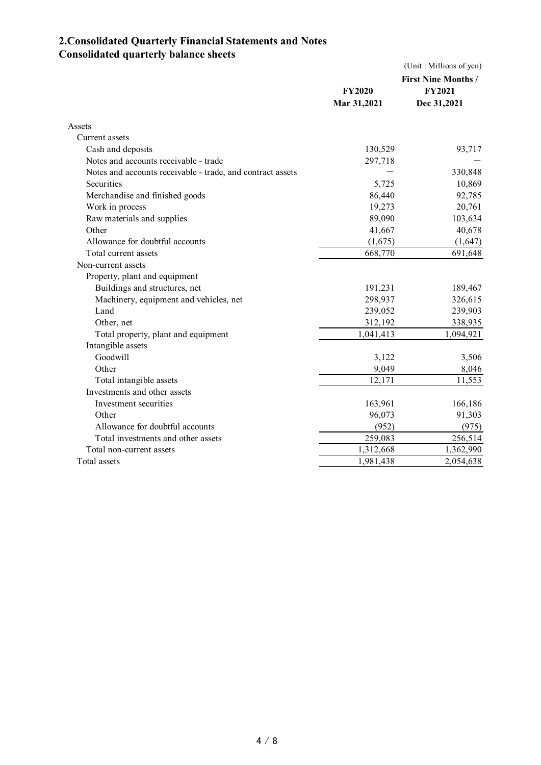## 2.Consolidated Quarterly Financial Statements and Notes

### Consolidated quarterly balance sheets

(Unit : Millions of yen)

| | FY2020<br>Mar 31,2021 | First Nine Months /<br>FY2021<br>Dec 31,2021 |
|---|---|---|
| Assets | | |
| Current assets | | |
| Cash and deposits | 130,529 | 93,717 |
| Notes and accounts receivable - trade | 297,718 | — |
| Notes and accounts receivable - trade, and contract assets | — | 330,848 |
| Securities | 5,725 | 10,869 |
| Merchandise and finished goods | 86,440 | 92,785 |
| Work in process | 19,273 | 20,761 |
| Raw materials and supplies | 89,090 | 103,634 |
| Other | 41,667 | 40,678 |
| Allowance for doubtful accounts | (1,675) | (1,647) |
| Total current assets | 668,770 | 691,648 |
| Non-current assets | | |
| Property, plant and equipment | | |
| Buildings and structures, net | 191,231 | 189,467 |
| Machinery, equipment and vehicles, net | 298,937 | 326,615 |
| Land | 239,052 | 239,903 |
| Other, net | 312,192 | 338,935 |
| Total property, plant and equipment | 1,041,413 | 1,094,921 |
| Intangible assets | | |
| Goodwill | 3,122 | 3,506 |
| Other | 9,049 | 8,046 |
| Total intangible assets | 12,171 | 11,553 |
| Investments and other assets | | |
| Investment securities | 163,961 | 166,186 |
| Other | 96,073 | 91,303 |
| Allowance for doubtful accounts | (952) | (975) |
| Total investments and other assets | 259,083 | 256,514 |
| Total non-current assets | 1,312,668 | 1,362,990 |
| Total assets | 1,981,438 | 2,054,638 |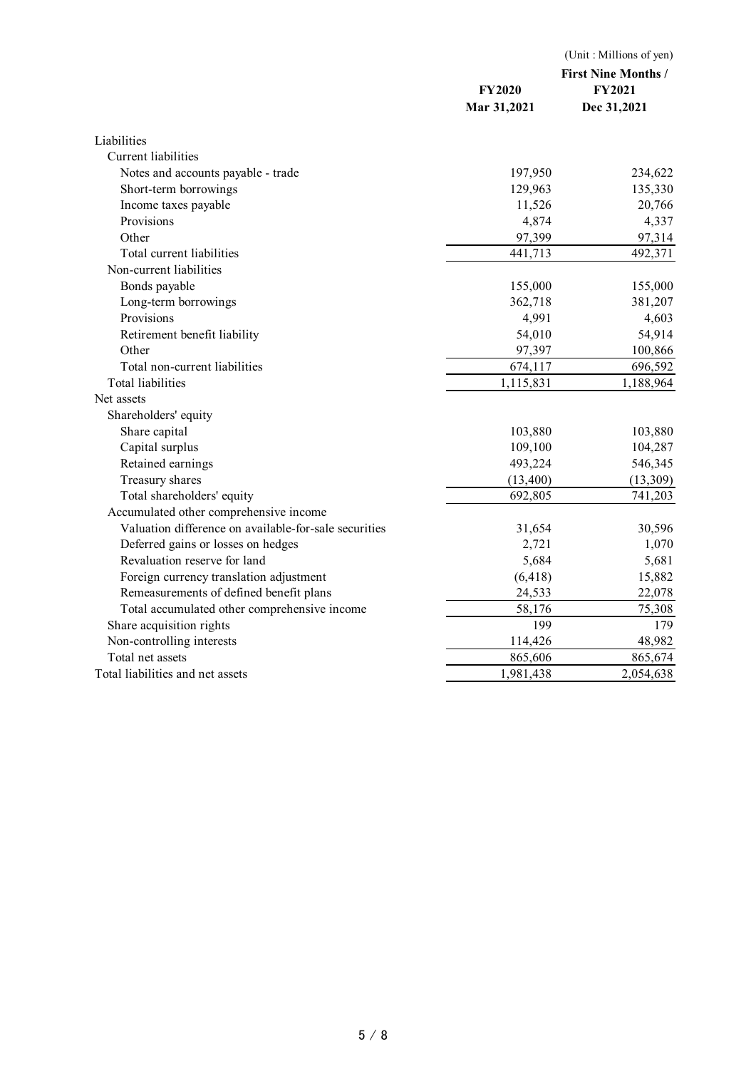(Unit : Millions of yen)

| | FY2020<br>Mar 31,2021 | First Nine Months / FY2021<br>Dec 31,2021 |
|---|---|---|
| Liabilities | | |
| Current liabilities | | |
| Notes and accounts payable - trade | 197,950 | 234,622 |
| Short-term borrowings | 129,963 | 135,330 |
| Income taxes payable | 11,526 | 20,766 |
| Provisions | 4,874 | 4,337 |
| Other | 97,399 | 97,314 |
| Total current liabilities | 441,713 | 492,371 |
| Non-current liabilities | | |
| Bonds payable | 155,000 | 155,000 |
| Long-term borrowings | 362,718 | 381,207 |
| Provisions | 4,991 | 4,603 |
| Retirement benefit liability | 54,010 | 54,914 |
| Other | 97,397 | 100,866 |
| Total non-current liabilities | 674,117 | 696,592 |
| Total liabilities | 1,115,831 | 1,188,964 |
| Net assets | | |
| Shareholders' equity | | |
| Share capital | 103,880 | 103,880 |
| Capital surplus | 109,100 | 104,287 |
| Retained earnings | 493,224 | 546,345 |
| Treasury shares | (13,400) | (13,309) |
| Total shareholders' equity | 692,805 | 741,203 |
| Accumulated other comprehensive income | | |
| Valuation difference on available-for-sale securities | 31,654 | 30,596 |
| Deferred gains or losses on hedges | 2,721 | 1,070 |
| Revaluation reserve for land | 5,684 | 5,681 |
| Foreign currency translation adjustment | (6,418) | 15,882 |
| Remeasurements of defined benefit plans | 24,533 | 22,078 |
| Total accumulated other comprehensive income | 58,176 | 75,308 |
| Share acquisition rights | 199 | 179 |
| Non-controlling interests | 114,426 | 48,982 |
| Total net assets | 865,606 | 865,674 |
| Total liabilities and net assets | 1,981,438 | 2,054,638 |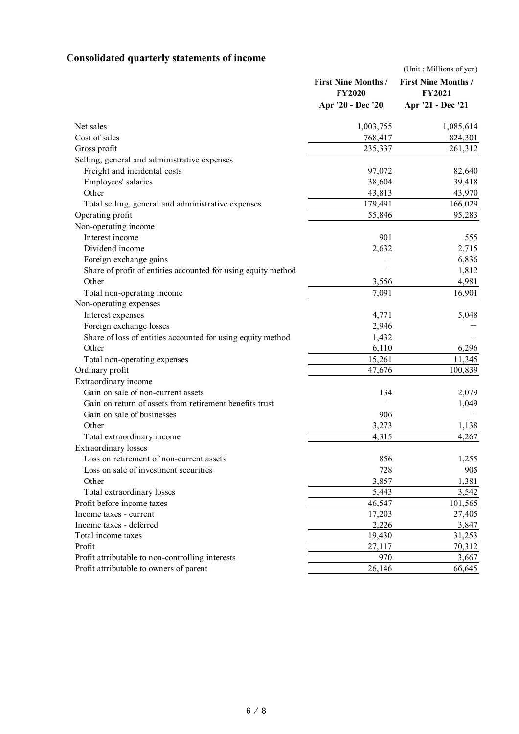## Consolidated quarterly statements of income

(Unit : Millions of yen)

| | First Nine Months / FY2020 Apr '20 - Dec '20 | First Nine Months / FY2021 Apr '21 - Dec '21 |
|---|---|---|
| Net sales | 1,003,755 | 1,085,614 |
| Cost of sales | 768,417 | 824,301 |
| Gross profit | 235,337 | 261,312 |
| Selling, general and administrative expenses | | |
| Freight and incidental costs | 97,072 | 82,640 |
| Employees' salaries | 38,604 | 39,418 |
| Other | 43,813 | 43,970 |
| Total selling, general and administrative expenses | 179,491 | 166,029 |
| Operating profit | 55,846 | 95,283 |
| Non-operating income | | |
| Interest income | 901 | 555 |
| Dividend income | 2,632 | 2,715 |
| Foreign exchange gains | ― | 6,836 |
| Share of profit of entities accounted for using equity method | ― | 1,812 |
| Other | 3,556 | 4,981 |
| Total non-operating income | 7,091 | 16,901 |
| Non-operating expenses | | |
| Interest expenses | 4,771 | 5,048 |
| Foreign exchange losses | 2,946 | ― |
| Share of loss of entities accounted for using equity method | 1,432 | ― |
| Other | 6,110 | 6,296 |
| Total non-operating expenses | 15,261 | 11,345 |
| Ordinary profit | 47,676 | 100,839 |
| Extraordinary income | | |
| Gain on sale of non-current assets | 134 | 2,079 |
| Gain on return of assets from retirement benefits trust | ― | 1,049 |
| Gain on sale of businesses | 906 | ― |
| Other | 3,273 | 1,138 |
| Total extraordinary income | 4,315 | 4,267 |
| Extraordinary losses | | |
| Loss on retirement of non-current assets | 856 | 1,255 |
| Loss on sale of investment securities | 728 | 905 |
| Other | 3,857 | 1,381 |
| Total extraordinary losses | 5,443 | 3,542 |
| Profit before income taxes | 46,547 | 101,565 |
| Income taxes - current | 17,203 | 27,405 |
| Income taxes - deferred | 2,226 | 3,847 |
| Total income taxes | 19,430 | 31,253 |
| Profit | 27,117 | 70,312 |
| Profit attributable to non-controlling interests | 970 | 3,667 |
| Profit attributable to owners of parent | 26,146 | 66,645 |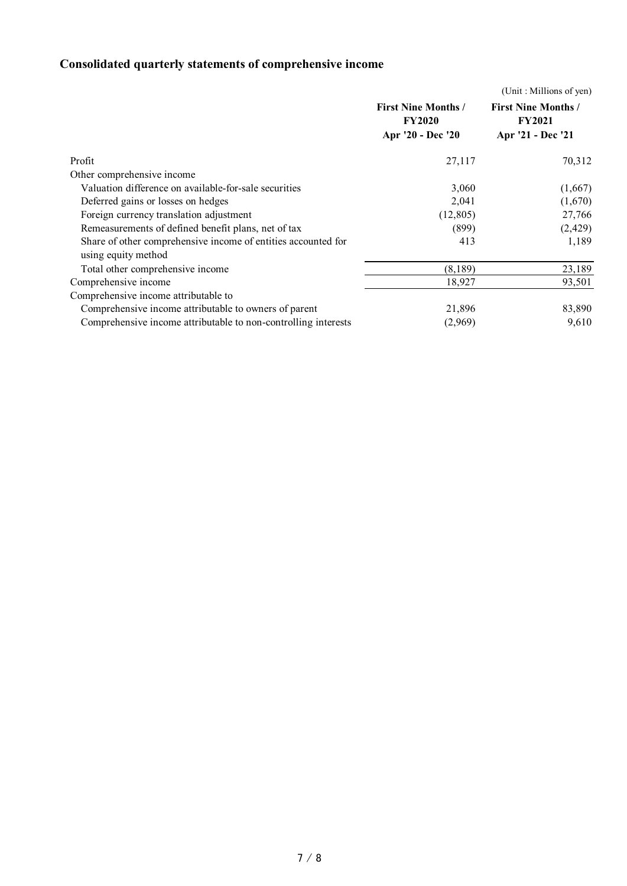## Consolidated quarterly statements of comprehensive income

(Unit : Millions of yen)

| | First Nine Months / FY2020 Apr '20 - Dec '20 | First Nine Months / FY2021 Apr '21 - Dec '21 |
|---|---|---|
| Profit | 27,117 | 70,312 |
| Other comprehensive income | | |
| Valuation difference on available-for-sale securities | 3,060 | (1,667) |
| Deferred gains or losses on hedges | 2,041 | (1,670) |
| Foreign currency translation adjustment | (12,805) | 27,766 |
| Remeasurements of defined benefit plans, net of tax | (899) | (2,429) |
| Share of other comprehensive income of entities accounted for using equity method | 413 | 1,189 |
| Total other comprehensive income | (8,189) | 23,189 |
| Comprehensive income | 18,927 | 93,501 |
| Comprehensive income attributable to | | |
| Comprehensive income attributable to owners of parent | 21,896 | 83,890 |
| Comprehensive income attributable to non-controlling interests | (2,969) | 9,610 |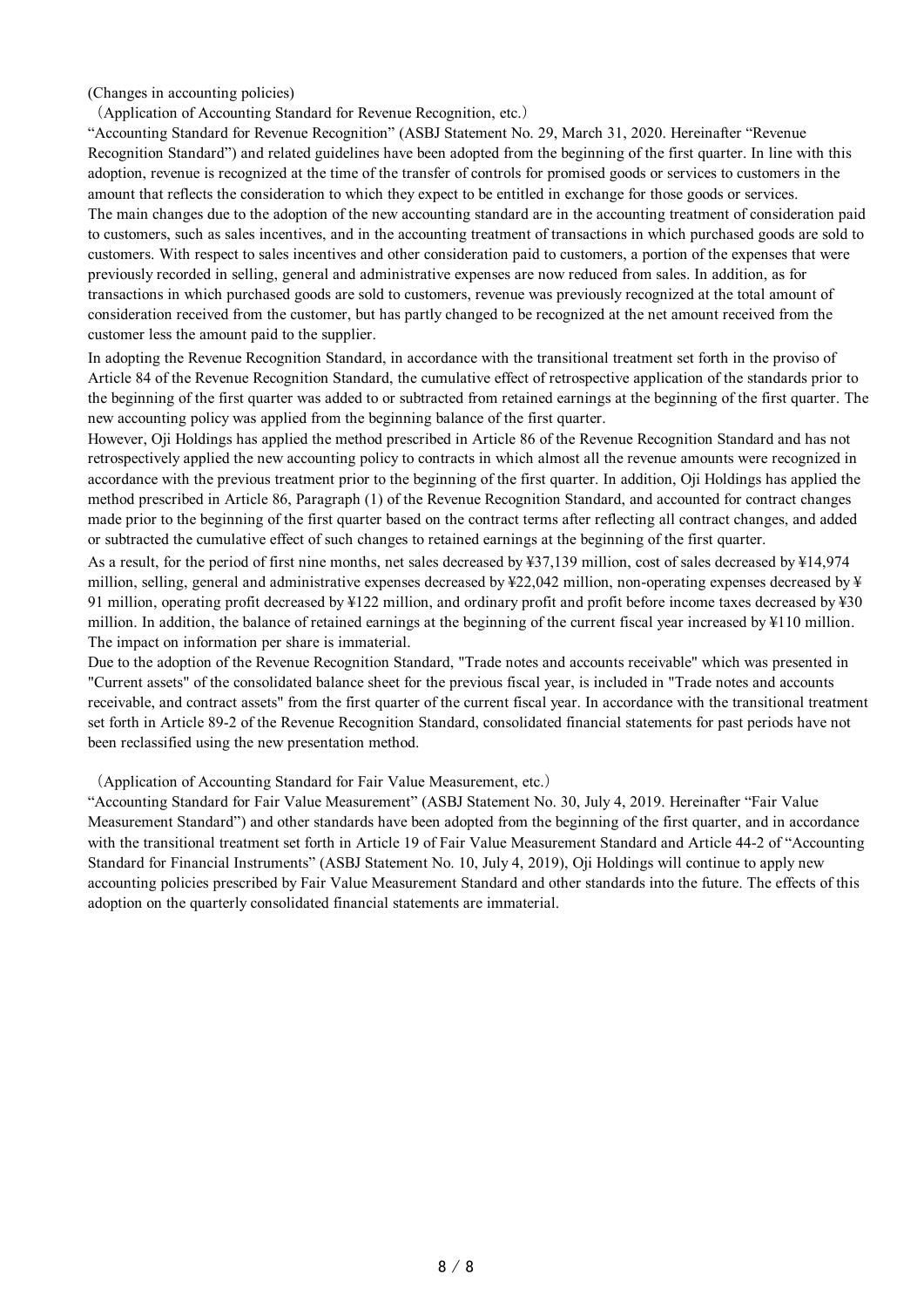(Changes in accounting policies)

（Application of Accounting Standard for Revenue Recognition, etc.）

"Accounting Standard for Revenue Recognition" (ASBJ Statement No. 29, March 31, 2020. Hereinafter "Revenue Recognition Standard") and related guidelines have been adopted from the beginning of the first quarter. In line with this adoption, revenue is recognized at the time of the transfer of controls for promised goods or services to customers in the amount that reflects the consideration to which they expect to be entitled in exchange for those goods or services.

The main changes due to the adoption of the new accounting standard are in the accounting treatment of consideration paid to customers, such as sales incentives, and in the accounting treatment of transactions in which purchased goods are sold to customers. With respect to sales incentives and other consideration paid to customers, a portion of the expenses that were previously recorded in selling, general and administrative expenses are now reduced from sales. In addition, as for transactions in which purchased goods are sold to customers, revenue was previously recognized at the total amount of consideration received from the customer, but has partly changed to be recognized at the net amount received from the customer less the amount paid to the supplier.

In adopting the Revenue Recognition Standard, in accordance with the transitional treatment set forth in the proviso of Article 84 of the Revenue Recognition Standard, the cumulative effect of retrospective application of the standards prior to the beginning of the first quarter was added to or subtracted from retained earnings at the beginning of the first quarter. The new accounting policy was applied from the beginning balance of the first quarter.

However, Oji Holdings has applied the method prescribed in Article 86 of the Revenue Recognition Standard and has not retrospectively applied the new accounting policy to contracts in which almost all the revenue amounts were recognized in accordance with the previous treatment prior to the beginning of the first quarter. In addition, Oji Holdings has applied the method prescribed in Article 86, Paragraph (1) of the Revenue Recognition Standard, and accounted for contract changes made prior to the beginning of the first quarter based on the contract terms after reflecting all contract changes, and added or subtracted the cumulative effect of such changes to retained earnings at the beginning of the first quarter.

As a result, for the period of first nine months, net sales decreased by ¥37,139 million, cost of sales decreased by ¥14,974 million, selling, general and administrative expenses decreased by ¥22,042 million, non-operating expenses decreased by ¥91 million, operating profit decreased by ¥122 million, and ordinary profit and profit before income taxes decreased by ¥30 million. In addition, the balance of retained earnings at the beginning of the current fiscal year increased by ¥110 million. The impact on information per share is immaterial.

Due to the adoption of the Revenue Recognition Standard, "Trade notes and accounts receivable" which was presented in "Current assets" of the consolidated balance sheet for the previous fiscal year, is included in "Trade notes and accounts receivable, and contract assets" from the first quarter of the current fiscal year. In accordance with the transitional treatment set forth in Article 89-2 of the Revenue Recognition Standard, consolidated financial statements for past periods have not been reclassified using the new presentation method.

（Application of Accounting Standard for Fair Value Measurement, etc.）

"Accounting Standard for Fair Value Measurement" (ASBJ Statement No. 30, July 4, 2019. Hereinafter "Fair Value Measurement Standard") and other standards have been adopted from the beginning of the first quarter, and in accordance with the transitional treatment set forth in Article 19 of Fair Value Measurement Standard and Article 44-2 of "Accounting Standard for Financial Instruments" (ASBJ Statement No. 10, July 4, 2019), Oji Holdings will continue to apply new accounting policies prescribed by Fair Value Measurement Standard and other standards into the future. The effects of this adoption on the quarterly consolidated financial statements are immaterial.